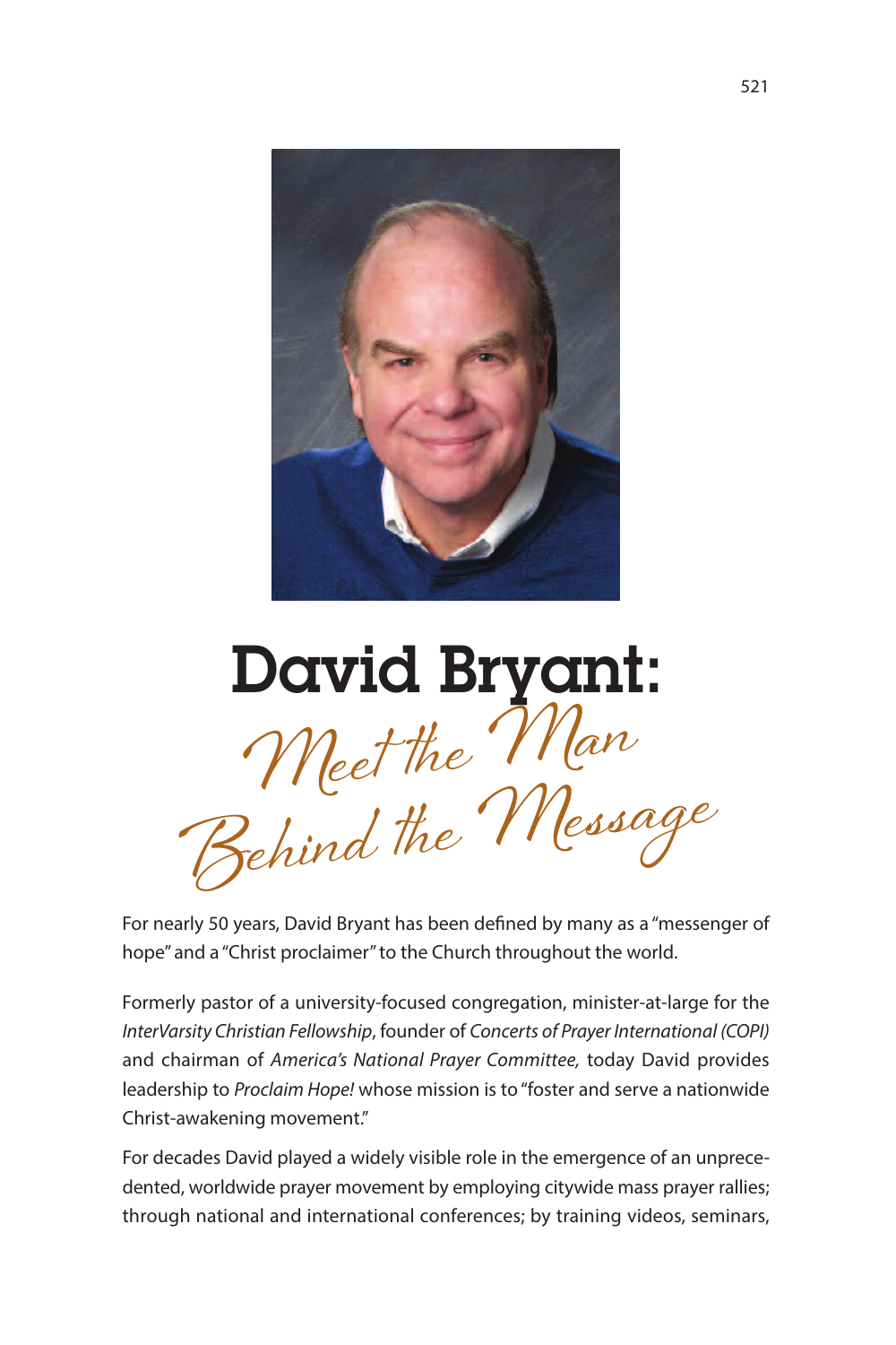# David Bryant:

## Meet the Man Behind the Message

For nearly 50 years, David Bryant has been defined by many as a "messenger of hope" and a "Christ proclaimer" to the Church throughout the world.

Formerly pastor of a university-focused congregation, minister-at-large for the *InterVarsity Christian Fellowship*, founder of *Concerts of Prayer International (COPI)* and chairman of *America's National Prayer Committee,* today David provides leadership to *Proclaim Hope!* whose mission is to "foster and serve a nationwide Christ-awakening movement."

For decades David played a widely visible role in the emergence of an unprecedented, worldwide prayer movement by employing citywide mass prayer rallies; through national and international conferences; by training videos, seminars,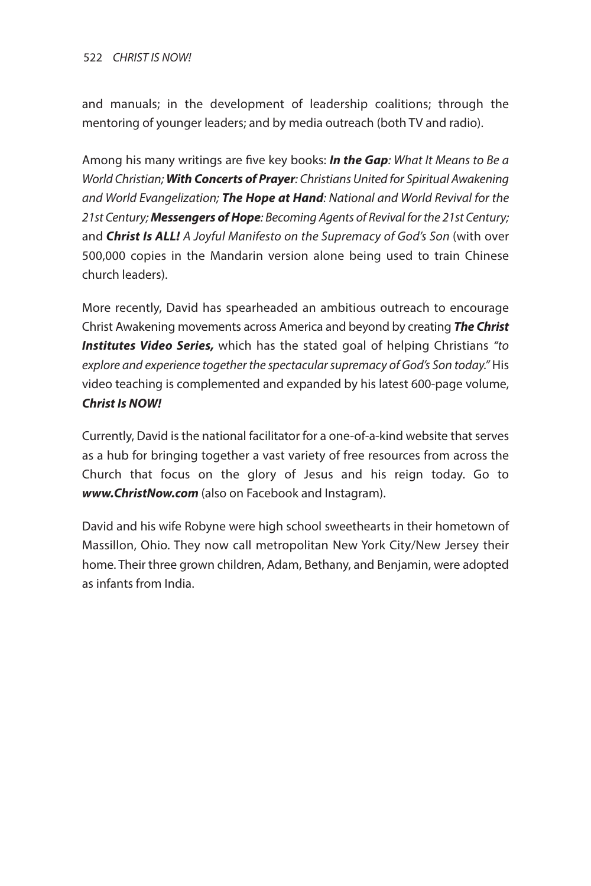and manuals; in the development of leadership coalitions; through the mentoring of younger leaders; and by media outreach (both TV and radio).

Among his many writings are five key books: ***In the Gap****: What It Means to Be a World Christian;* ***With Concerts of Prayer****: Christians United for Spiritual Awakening and World Evangelization;* ***The Hope at Hand****: National and World Revival for the 21st Century;* ***Messengers of Hope****: Becoming Agents of Revival for the 21st Century;* and ***Christ Is ALL!*** *A Joyful Manifesto on the Supremacy of God's Son* (with over 500,000 copies in the Mandarin version alone being used to train Chinese church leaders).

More recently, David has spearheaded an ambitious outreach to encourage Christ Awakening movements across America and beyond by creating ***The Christ Institutes Video Series,*** which has the stated goal of helping Christians *"to explore and experience together the spectacular supremacy of God's Son today."* His video teaching is complemented and expanded by his latest 600-page volume, ***Christ Is NOW!***

Currently, David is the national facilitator for a one-of-a-kind website that serves as a hub for bringing together a vast variety of free resources from across the Church that focus on the glory of Jesus and his reign today. Go to ***www.ChristNow.com*** (also on Facebook and Instagram).

David and his wife Robyne were high school sweethearts in their hometown of Massillon, Ohio. They now call metropolitan New York City/New Jersey their home. Their three grown children, Adam, Bethany, and Benjamin, were adopted as infants from India.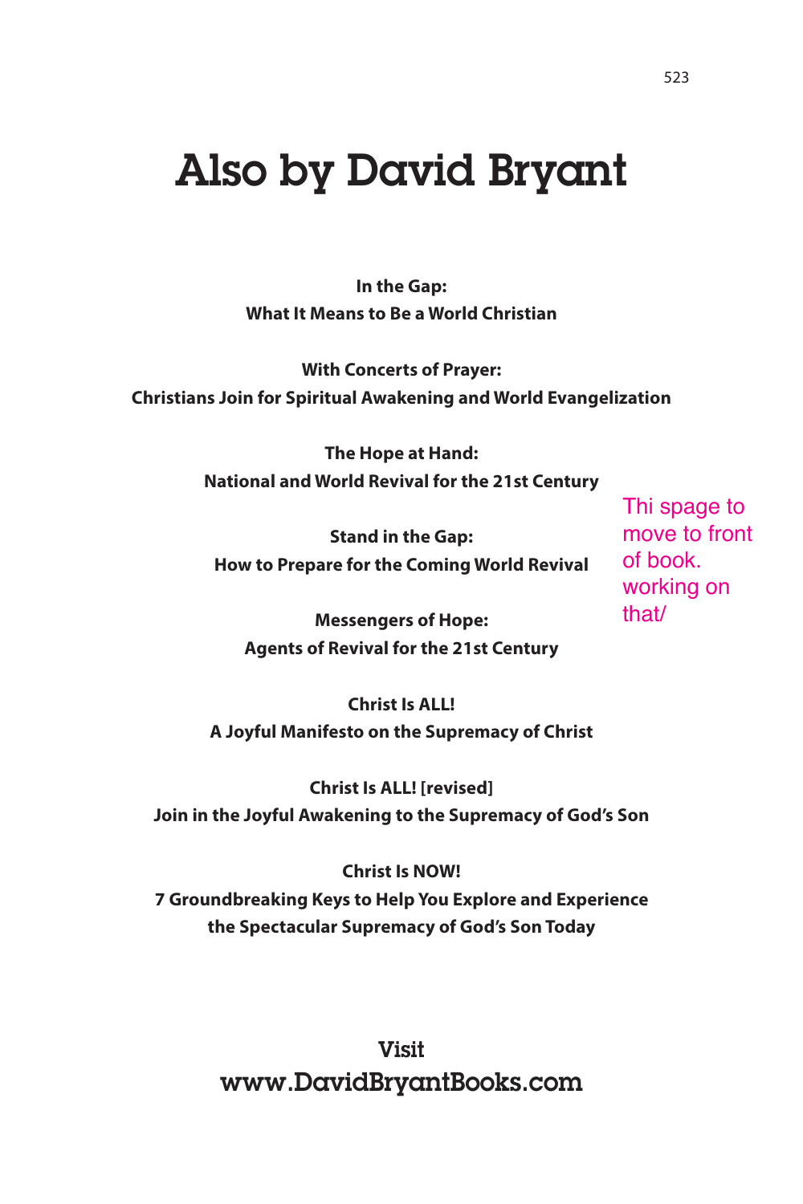# Also by David Bryant

**In the Gap:**
**What It Means to Be a World Christian**

**With Concerts of Prayer:**
**Christians Join for Spiritual Awakening and World Evangelization**

**The Hope at Hand:**
**National and World Revival for the 21st Century**

**Stand in the Gap:**
**How to Prepare for the Coming World Revival**

Thi spage to move to front of book. working on that/

**Messengers of Hope:**
**Agents of Revival for the 21st Century**

**Christ Is ALL!**
**A Joyful Manifesto on the Supremacy of Christ**

**Christ Is ALL! [revised]**
**Join in the Joyful Awakening to the Supremacy of God's Son**

**Christ Is NOW!**
**7 Groundbreaking Keys to Help You Explore and Experience the Spectacular Supremacy of God's Son Today**

Visit
www.DavidBryantBooks.com